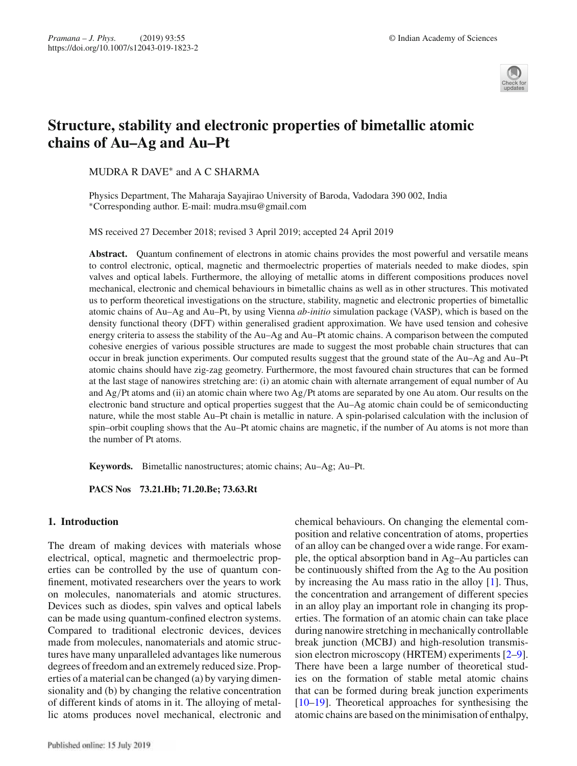# Structure, stability and electronic properties of bimetallic atomic chains of Au–Ag and Au–Pt

MUDRA R DAVE* and A C SHARMA

Physics Department, The Maharaja Sayajirao University of Baroda, Vadodara 390 002, India
*Corresponding author. E-mail: mudra.msu@gmail.com

MS received 27 December 2018; revised 3 April 2019; accepted 24 April 2019

**Abstract.** Quantum confinement of electrons in atomic chains provides the most powerful and versatile means to control electronic, optical, magnetic and thermoelectric properties of materials needed to make diodes, spin valves and optical labels. Furthermore, the alloying of metallic atoms in different compositions produces novel mechanical, electronic and chemical behaviours in bimetallic chains as well as in other structures. This motivated us to perform theoretical investigations on the structure, stability, magnetic and electronic properties of bimetallic atomic chains of Au–Ag and Au–Pt, by using Vienna *ab-initio* simulation package (VASP), which is based on the density functional theory (DFT) within generalised gradient approximation. We have used tension and cohesive energy criteria to assess the stability of the Au–Ag and Au–Pt atomic chains. A comparison between the computed cohesive energies of various possible structures are made to suggest the most probable chain structures that can occur in break junction experiments. Our computed results suggest that the ground state of the Au–Ag and Au–Pt atomic chains should have zig-zag geometry. Furthermore, the most favoured chain structures that can be formed at the last stage of nanowires stretching are: (i) an atomic chain with alternate arrangement of equal number of Au and Ag/Pt atoms and (ii) an atomic chain where two Ag/Pt atoms are separated by one Au atom. Our results on the electronic band structure and optical properties suggest that the Au–Ag atomic chain could be of semiconducting nature, while the most stable Au–Pt chain is metallic in nature. A spin-polarised calculation with the inclusion of spin–orbit coupling shows that the Au–Pt atomic chains are magnetic, if the number of Au atoms is not more than the number of Pt atoms.

**Keywords.** Bimetallic nanostructures; atomic chains; Au–Ag; Au–Pt.

**PACS Nos** 73.21.Hb; 71.20.Be; 73.63.Rt

## 1. Introduction

The dream of making devices with materials whose electrical, optical, magnetic and thermoelectric properties can be controlled by the use of quantum confinement, motivated researchers over the years to work on molecules, nanomaterials and atomic structures. Devices such as diodes, spin valves and optical labels can be made using quantum-confined electron systems. Compared to traditional electronic devices, devices made from molecules, nanomaterials and atomic structures have many unparalleled advantages like numerous degrees of freedom and an extremely reduced size. Properties of a material can be changed (a) by varying dimensionality and (b) by changing the relative concentration of different kinds of atoms in it. The alloying of metallic atoms produces novel mechanical, electronic and chemical behaviours. On changing the elemental composition and relative concentration of atoms, properties of an alloy can be changed over a wide range. For example, the optical absorption band in Ag–Au particles can be continuously shifted from the Ag to the Au position by increasing the Au mass ratio in the alloy [1]. Thus, the concentration and arrangement of different species in an alloy play an important role in changing its properties. The formation of an atomic chain can take place during nanowire stretching in mechanically controllable break junction (MCBJ) and high-resolution transmission electron microscopy (HRTEM) experiments [2–9]. There have been a large number of theoretical studies on the formation of stable metal atomic chains that can be formed during break junction experiments [10–19]. Theoretical approaches for synthesising the atomic chains are based on the minimisation of enthalpy,

Published online: 15 July 2019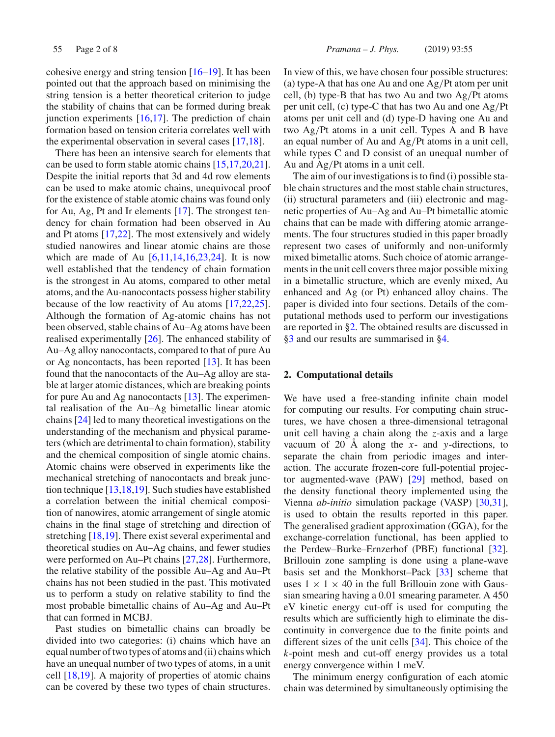cohesive energy and string tension [16–19]. It has been pointed out that the approach based on minimising the string tension is a better theoretical criterion to judge the stability of chains that can be formed during break junction experiments [16,17]. The prediction of chain formation based on tension criteria correlates well with the experimental observation in several cases [17,18].

There has been an intensive search for elements that can be used to form stable atomic chains [15,17,20,21]. Despite the initial reports that 3d and 4d row elements can be used to make atomic chains, unequivocal proof for the existence of stable atomic chains was found only for Au, Ag, Pt and Ir elements [17]. The strongest tendency for chain formation had been observed in Au and Pt atoms [17,22]. The most extensively and widely studied nanowires and linear atomic chains are those which are made of Au [6,11,14,16,23,24]. It is now well established that the tendency of chain formation is the strongest in Au atoms, compared to other metal atoms, and the Au-nanocontacts possess higher stability because of the low reactivity of Au atoms [17,22,25]. Although the formation of Ag-atomic chains has not been observed, stable chains of Au–Ag atoms have been realised experimentally [26]. The enhanced stability of Au–Ag alloy nanocontacts, compared to that of pure Au or Ag noncontacts, has been reported [13]. It has been found that the nanocontacts of the Au–Ag alloy are stable at larger atomic distances, which are breaking points for pure Au and Ag nanocontacts [13]. The experimental realisation of the Au–Ag bimetallic linear atomic chains [24] led to many theoretical investigations on the understanding of the mechanism and physical parameters (which are detrimental to chain formation), stability and the chemical composition of single atomic chains. Atomic chains were observed in experiments like the mechanical stretching of nanocontacts and break junction technique [13,18,19]. Such studies have established a correlation between the initial chemical composition of nanowires, atomic arrangement of single atomic chains in the final stage of stretching and direction of stretching [18,19]. There exist several experimental and theoretical studies on Au–Ag chains, and fewer studies were performed on Au–Pt chains [27,28]. Furthermore, the relative stability of the possible Au–Ag and Au–Pt chains has not been studied in the past. This motivated us to perform a study on relative stability to find the most probable bimetallic chains of Au–Ag and Au–Pt that can formed in MCBJ.

Past studies on bimetallic chains can broadly be divided into two categories: (i) chains which have an equal number of two types of atoms and (ii) chains which have an unequal number of two types of atoms, in a unit cell [18,19]. A majority of properties of atomic chains can be covered by these two types of chain structures. In view of this, we have chosen four possible structures: (a) type-A that has one Au and one Ag/Pt atom per unit cell, (b) type-B that has two Au and two Ag/Pt atoms per unit cell, (c) type-C that has two Au and one Ag/Pt atoms per unit cell and (d) type-D having one Au and two Ag/Pt atoms in a unit cell. Types A and B have an equal number of Au and Ag/Pt atoms in a unit cell, while types C and D consist of an unequal number of Au and Ag/Pt atoms in a unit cell.

The aim of our investigations is to find (i) possible stable chain structures and the most stable chain structures, (ii) structural parameters and (iii) electronic and magnetic properties of Au–Ag and Au–Pt bimetallic atomic chains that can be made with differing atomic arrangements. The four structures studied in this paper broadly represent two cases of uniformly and non-uniformly mixed bimetallic atoms. Such choice of atomic arrangements in the unit cell covers three major possible mixing in a bimetallic structure, which are evenly mixed, Au enhanced and Ag (or Pt) enhanced alloy chains. The paper is divided into four sections. Details of the computational methods used to perform our investigations are reported in §2. The obtained results are discussed in §3 and our results are summarised in §4.

## 2. Computational details

We have used a free-standing infinite chain model for computing our results. For computing chain structures, we have chosen a three-dimensional tetragonal unit cell having a chain along the $z$-axis and a large vacuum of 20 Å along the $x$- and $y$-directions, to separate the chain from periodic images and interaction. The accurate frozen-core full-potential projector augmented-wave (PAW) [29] method, based on the density functional theory implemented using the Vienna *ab-initio* simulation package (VASP) [30,31], is used to obtain the results reported in this paper. The generalised gradient approximation (GGA), for the exchange-correlation functional, has been applied to the Perdew–Burke–Ernzerhof (PBE) functional [32]. Brillouin zone sampling is done using a plane-wave basis set and the Monkhorst–Pack [33] scheme that uses $1 \times 1 \times 40$ in the full Brillouin zone with Gaussian smearing having a 0.01 smearing parameter. A 450 eV kinetic energy cut-off is used for computing the results which are sufficiently high to eliminate the discontinuity in convergence due to the finite points and different sizes of the unit cells [34]. This choice of the $k$-point mesh and cut-off energy provides us a total energy convergence within 1 meV.

The minimum energy configuration of each atomic chain was determined by simultaneously optimising the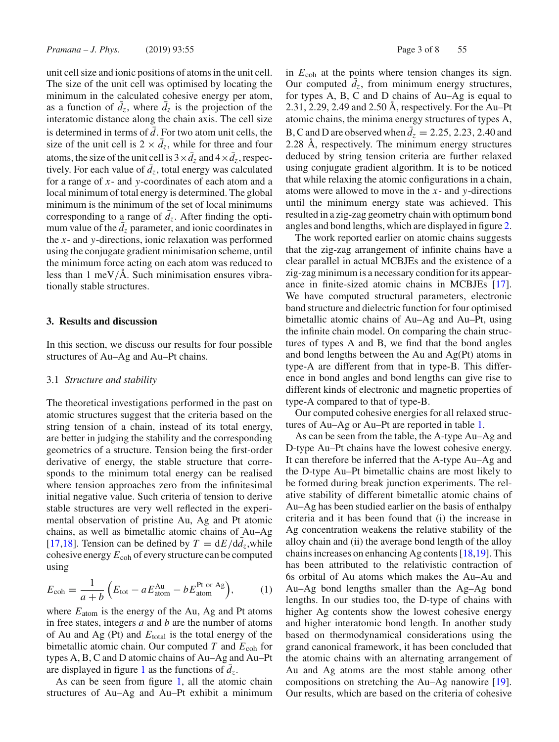unit cell size and ionic positions of atoms in the unit cell. The size of the unit cell was optimised by locating the minimum in the calculated cohesive energy per atom, as a function of $\bar{d}_z$, where $\bar{d}_z$ is the projection of the interatomic distance along the chain axis. The cell size is determined in terms of $\bar{d}$. For two atom unit cells, the size of the unit cell is $2 \times \bar{d}_z$, while for three and four atoms, the size of the unit cell is $3\times\bar{d}_z$ and $4\times\bar{d}_z$, respectively. For each value of $\bar{d}_z$, total energy was calculated for a range of $x$- and $y$-coordinates of each atom and a local minimum of total energy is determined. The global minimum is the minimum of the set of local minimums corresponding to a range of $\bar{d}_z$. After finding the optimum value of the $\bar{d}_z$ parameter, and ionic coordinates in the $x$- and $y$-directions, ionic relaxation was performed using the conjugate gradient minimisation scheme, until the minimum force acting on each atom was reduced to less than 1 meV/Å. Such minimisation ensures vibrationally stable structures.

## 3. Results and discussion

In this section, we discuss our results for four possible structures of Au–Ag and Au–Pt chains.

### 3.1 *Structure and stability*

The theoretical investigations performed in the past on atomic structures suggest that the criteria based on the string tension of a chain, instead of its total energy, are better in judging the stability and the corresponding geometrics of a structure. Tension being the first-order derivative of energy, the stable structure that corresponds to the minimum total energy can be realised where tension approaches zero from the infinitesimal initial negative value. Such criteria of tension to derive stable structures are very well reflected in the experimental observation of pristine Au, Ag and Pt atomic chains, as well as bimetallic atomic chains of Au–Ag [17,18]. Tension can be defined by $T = \mathrm{d}E/\mathrm{d}\bar{d}_z$, while cohesive energy $E_{\mathrm{coh}}$ of every structure can be computed using

$$E_{\mathrm{coh}} = \frac{1}{a+b}\left(E_{\mathrm{tot}} - aE^{\mathrm{Au}}_{\mathrm{atom}} - bE^{\mathrm{Pt\ or\ Ag}}_{\mathrm{atom}}\right), \qquad (1)$$

where $E_{\mathrm{atom}}$ is the energy of the Au, Ag and Pt atoms in free states, integers $a$ and $b$ are the number of atoms of Au and Ag (Pt) and $E_{\mathrm{total}}$ is the total energy of the bimetallic atomic chain. Our computed $T$ and $E_{\mathrm{coh}}$ for types A, B, C and D atomic chains of Au–Ag and Au–Pt are displayed in figure 1 as the functions of $\bar{d}_z$.

As can be seen from figure 1, all the atomic chain structures of Au–Ag and Au–Pt exhibit a minimum in $E_{\mathrm{coh}}$ at the points where tension changes its sign. Our computed $\bar{d}_z$, from minimum energy structures, for types A, B, C and D chains of Au–Ag is equal to 2.31, 2.29, 2.49 and 2.50 Å, respectively. For the Au–Pt atomic chains, the minima energy structures of types A, B, C and D are observed when $\bar{d}_z = 2.25$, 2.23, 2.40 and 2.28 Å, respectively. The minimum energy structures deduced by string tension criteria are further relaxed using conjugate gradient algorithm. It is to be noticed that while relaxing the atomic configurations in a chain, atoms were allowed to move in the $x$- and $y$-directions until the minimum energy state was achieved. This resulted in a zig-zag geometry chain with optimum bond angles and bond lengths, which are displayed in figure 2.

The work reported earlier on atomic chains suggests that the zig-zag arrangement of infinite chains have a clear parallel in actual MCBJEs and the existence of a zig-zag minimum is a necessary condition for its appearance in finite-sized atomic chains in MCBJEs [17]. We have computed structural parameters, electronic band structure and dielectric function for four optimised bimetallic atomic chains of Au–Ag and Au–Pt, using the infinite chain model. On comparing the chain structures of types A and B, we find that the bond angles and bond lengths between the Au and Ag(Pt) atoms in type-A are different from that in type-B. This difference in bond angles and bond lengths can give rise to different kinds of electronic and magnetic properties of type-A compared to that of type-B.

Our computed cohesive energies for all relaxed structures of Au–Ag or Au–Pt are reported in table 1.

As can be seen from the table, the A-type Au–Ag and D-type Au–Pt chains have the lowest cohesive energy. It can therefore be inferred that the A-type Au–Ag and the D-type Au–Pt bimetallic chains are most likely to be formed during break junction experiments. The relative stability of different bimetallic atomic chains of Au–Ag has been studied earlier on the basis of enthalpy criteria and it has been found that (i) the increase in Ag concentration weakens the relative stability of the alloy chain and (ii) the average bond length of the alloy chains increases on enhancing Ag contents [18,19]. This has been attributed to the relativistic contraction of 6s orbital of Au atoms which makes the Au–Au and Au–Ag bond lengths smaller than the Ag–Ag bond lengths. In our studies too, the D-type of chains with higher Ag contents show the lowest cohesive energy and higher interatomic bond length. In another study based on thermodynamical considerations using the grand canonical framework, it has been concluded that the atomic chains with an alternating arrangement of Au and Ag atoms are the most stable among other compositions on stretching the Au–Ag nanowire [19]. Our results, which are based on the criteria of cohesive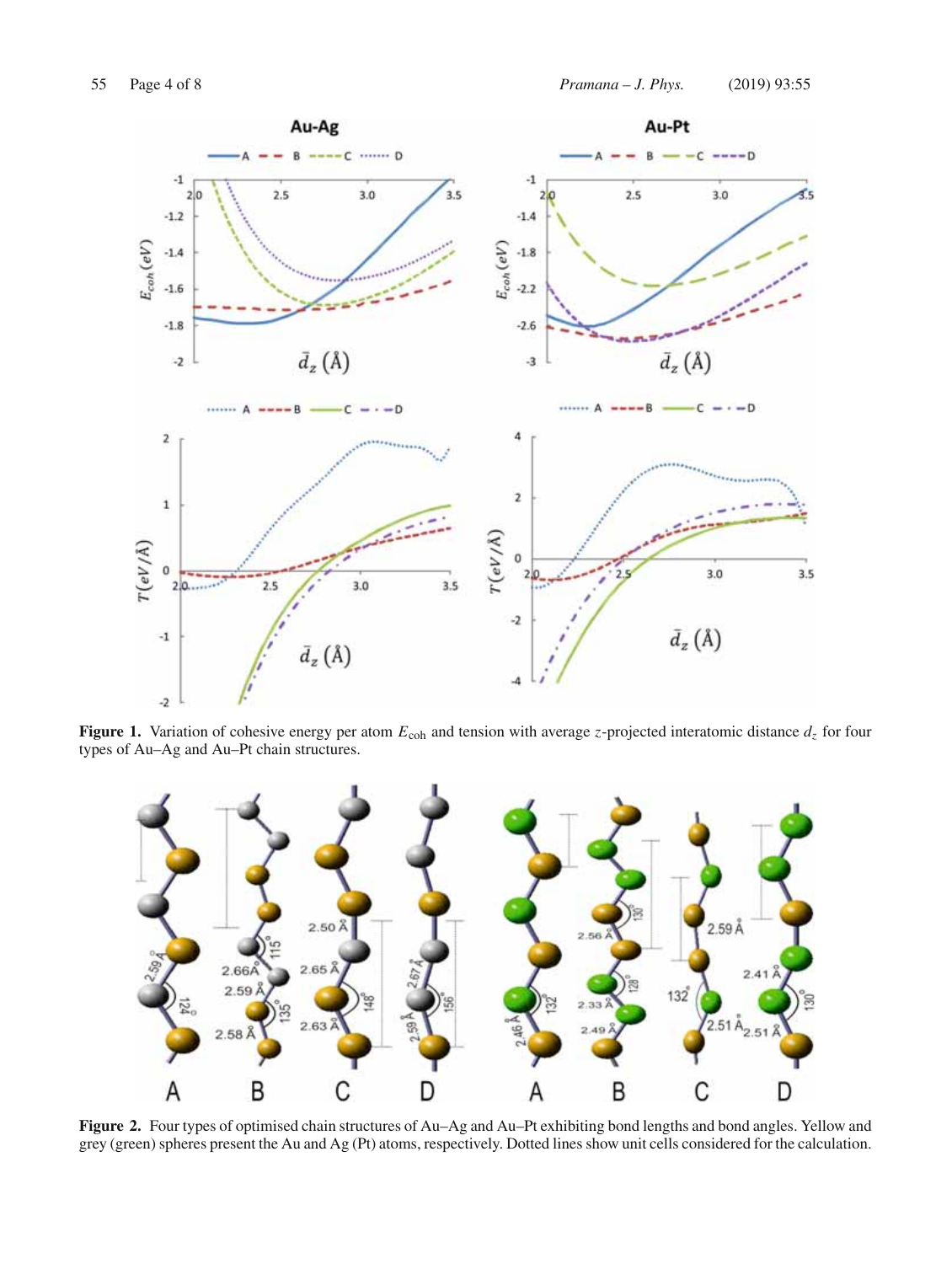**Figure 1.** Variation of cohesive energy per atom $E_{\mathrm{coh}}$ and tension with average $z$-projected interatomic distance $d_z$ for four types of Au–Ag and Au–Pt chain structures.

**Figure 2.** Four types of optimised chain structures of Au–Ag and Au–Pt exhibiting bond lengths and bond angles. Yellow and grey (green) spheres present the Au and Ag (Pt) atoms, respectively. Dotted lines show unit cells considered for the calculation.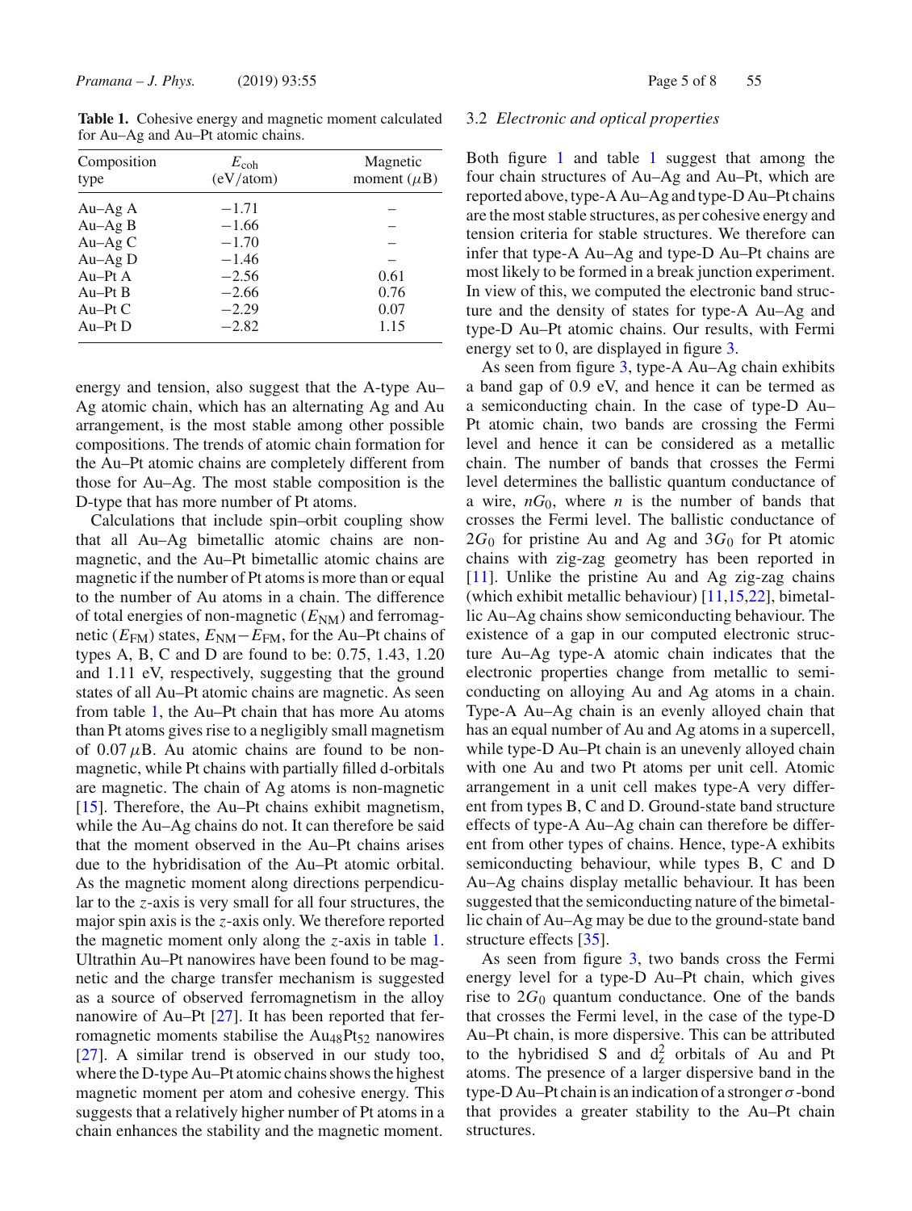**Table 1.** Cohesive energy and magnetic moment calculated for Au–Ag and Au–Pt atomic chains.

| Composition type | $E_{coh}$ (eV/atom) | Magnetic moment ($\mu$B) |
|---|---|---|
| Au–Ag A | −1.71 | – |
| Au–Ag B | −1.66 | – |
| Au–Ag C | −1.70 | – |
| Au–Ag D | −1.46 | – |
| Au–Pt A | −2.56 | 0.61 |
| Au–Pt B | −2.66 | 0.76 |
| Au–Pt C | −2.29 | 0.07 |
| Au–Pt D | −2.82 | 1.15 |

energy and tension, also suggest that the A-type Au–Ag atomic chain, which has an alternating Ag and Au arrangement, is the most stable among other possible compositions. The trends of atomic chain formation for the Au–Pt atomic chains are completely different from those for Au–Ag. The most stable composition is the D-type that has more number of Pt atoms.

Calculations that include spin–orbit coupling show that all Au–Ag bimetallic atomic chains are non-magnetic, and the Au–Pt bimetallic atomic chains are magnetic if the number of Pt atoms is more than or equal to the number of Au atoms in a chain. The difference of total energies of non-magnetic ($E_{NM}$) and ferromagnetic ($E_{FM}$) states, $E_{NM} - E_{FM}$, for the Au–Pt chains of types A, B, C and D are found to be: 0.75, 1.43, 1.20 and 1.11 eV, respectively, suggesting that the ground states of all Au–Pt atomic chains are magnetic. As seen from table 1, the Au–Pt chain that has more Au atoms than Pt atoms gives rise to a negligibly small magnetism of 0.07 $\mu$B. Au atomic chains are found to be non-magnetic, while Pt chains with partially filled d-orbitals are magnetic. The chain of Ag atoms is non-magnetic [15]. Therefore, the Au–Pt chains exhibit magnetism, while the Au–Ag chains do not. It can therefore be said that the moment observed in the Au–Pt chains arises due to the hybridisation of the Au–Pt atomic orbital. As the magnetic moment along directions perpendicular to the $z$-axis is very small for all four structures, the major spin axis is the $z$-axis only. We therefore reported the magnetic moment only along the $z$-axis in table 1. Ultrathin Au–Pt nanowires have been found to be magnetic and the charge transfer mechanism is suggested as a source of observed ferromagnetism in the alloy nanowire of Au–Pt [27]. It has been reported that ferromagnetic moments stabilise the $Au_{48}Pt_{52}$ nanowires [27]. A similar trend is observed in our study too, where the D-type Au–Pt atomic chains shows the highest magnetic moment per atom and cohesive energy. This suggests that a relatively higher number of Pt atoms in a chain enhances the stability and the magnetic moment.

### 3.2 *Electronic and optical properties*

Both figure 1 and table 1 suggest that among the four chain structures of Au–Ag and Au–Pt, which are reported above, type-A Au–Ag and type-D Au–Pt chains are the most stable structures, as per cohesive energy and tension criteria for stable structures. We therefore can infer that type-A Au–Ag and type-D Au–Pt chains are most likely to be formed in a break junction experiment. In view of this, we computed the electronic band structure and the density of states for type-A Au–Ag and type-D Au–Pt atomic chains. Our results, with Fermi energy set to 0, are displayed in figure 3.

As seen from figure 3, type-A Au–Ag chain exhibits a band gap of 0.9 eV, and hence it can be termed as a semiconducting chain. In the case of type-D Au–Pt atomic chain, two bands are crossing the Fermi level and hence it can be considered as a metallic chain. The number of bands that crosses the Fermi level determines the ballistic quantum conductance of a wire, $nG_0$, where $n$ is the number of bands that crosses the Fermi level. The ballistic conductance of $2G_0$ for pristine Au and Ag and $3G_0$ for Pt atomic chains with zig-zag geometry has been reported in [11]. Unlike the pristine Au and Ag zig-zag chains (which exhibit metallic behaviour) [11,15,22], bimetallic Au–Ag chains show semiconducting behaviour. The existence of a gap in our computed electronic structure Au–Ag type-A atomic chain indicates that the electronic properties change from metallic to semiconducting on alloying Au and Ag atoms in a chain. Type-A Au–Ag chain is an evenly alloyed chain that has an equal number of Au and Ag atoms in a supercell, while type-D Au–Pt chain is an unevenly alloyed chain with one Au and two Pt atoms per unit cell. Atomic arrangement in a unit cell makes type-A very different from types B, C and D. Ground-state band structure effects of type-A Au–Ag chain can therefore be different from other types of chains. Hence, type-A exhibits semiconducting behaviour, while types B, C and D Au–Ag chains display metallic behaviour. It has been suggested that the semiconducting nature of the bimetallic chain of Au–Ag may be due to the ground-state band structure effects [35].

As seen from figure 3, two bands cross the Fermi energy level for a type-D Au–Pt chain, which gives rise to $2G_0$ quantum conductance. One of the bands that crosses the Fermi level, in the case of the type-D Au–Pt chain, is more dispersive. This can be attributed to the hybridised S and $d_z^2$ orbitals of Au and Pt atoms. The presence of a larger dispersive band in the type-D Au–Pt chain is an indication of a stronger $\sigma$-bond that provides a greater stability to the Au–Pt chain structures.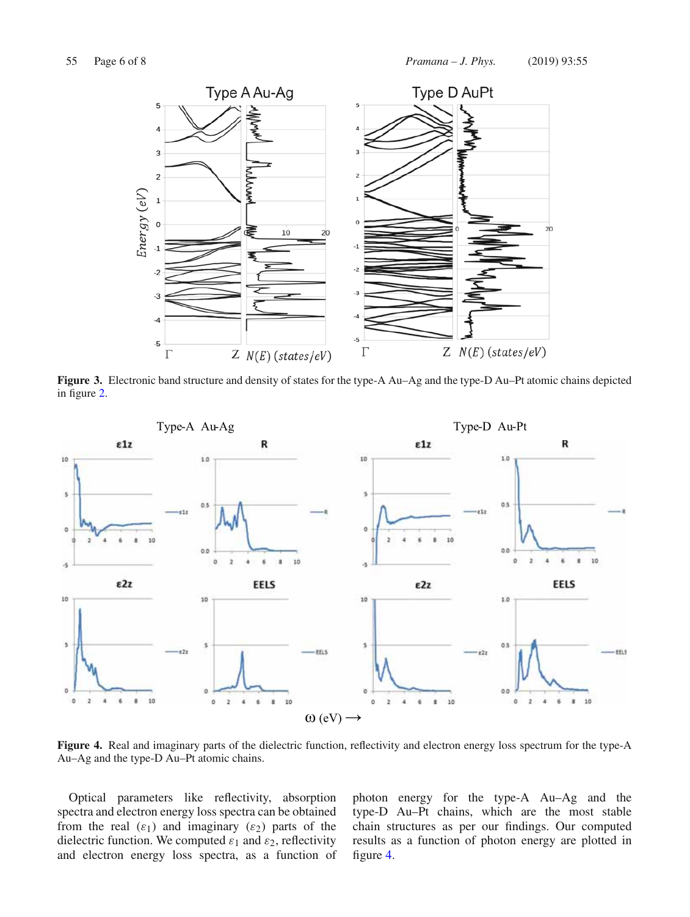**Figure 3.** Electronic band structure and density of states for the type-A Au–Ag and the type-D Au–Pt atomic chains depicted in figure 2.

**Figure 4.** Real and imaginary parts of the dielectric function, reflectivity and electron energy loss spectrum for the type-A Au–Ag and the type-D Au–Pt atomic chains.

Optical parameters like reflectivity, absorption spectra and electron energy loss spectra can be obtained from the real ($\varepsilon_1$) and imaginary ($\varepsilon_2$) parts of the dielectric function. We computed $\varepsilon_1$ and $\varepsilon_2$, reflectivity and electron energy loss spectra, as a function of photon energy for the type-A Au–Ag and the type-D Au–Pt chains, which are the most stable chain structures as per our findings. Our computed results as a function of photon energy are plotted in figure 4.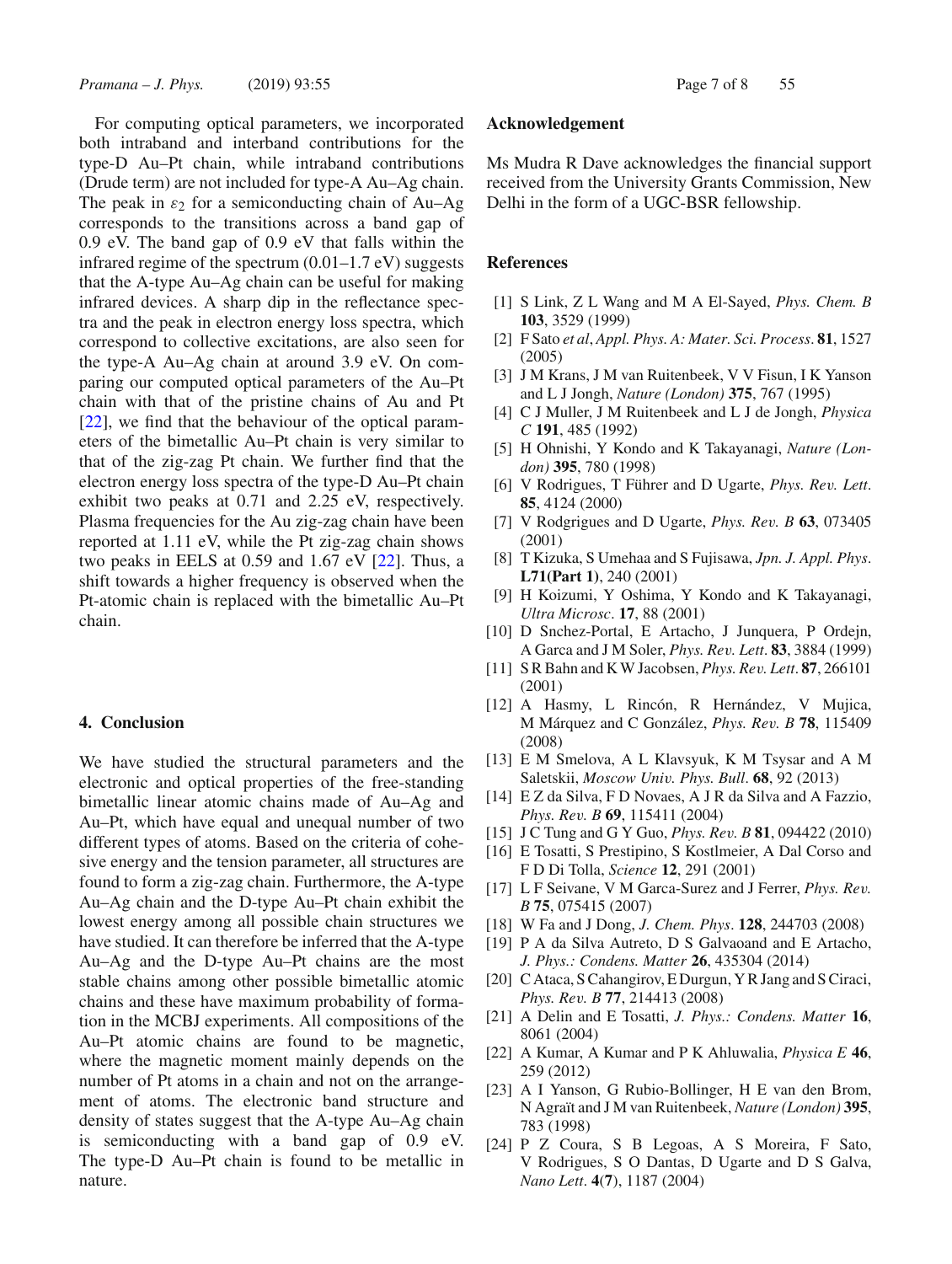For computing optical parameters, we incorporated both intraband and interband contributions for the type-D Au–Pt chain, while intraband contributions (Drude term) are not included for type-A Au–Ag chain. The peak in $\varepsilon_2$ for a semiconducting chain of Au–Ag corresponds to the transitions across a band gap of 0.9 eV. The band gap of 0.9 eV that falls within the infrared regime of the spectrum (0.01–1.7 eV) suggests that the A-type Au–Ag chain can be useful for making infrared devices. A sharp dip in the reflectance spectra and the peak in electron energy loss spectra, which correspond to collective excitations, are also seen for the type-A Au–Ag chain at around 3.9 eV. On comparing our computed optical parameters of the Au–Pt chain with that of the pristine chains of Au and Pt [22], we find that the behaviour of the optical parameters of the bimetallic Au–Pt chain is very similar to that of the zig-zag Pt chain. We further find that the electron energy loss spectra of the type-D Au–Pt chain exhibit two peaks at 0.71 and 2.25 eV, respectively. Plasma frequencies for the Au zig-zag chain have been reported at 1.11 eV, while the Pt zig-zag chain shows two peaks in EELS at 0.59 and 1.67 eV [22]. Thus, a shift towards a higher frequency is observed when the Pt-atomic chain is replaced with the bimetallic Au–Pt chain.

## 4. Conclusion

We have studied the structural parameters and the electronic and optical properties of the free-standing bimetallic linear atomic chains made of Au–Ag and Au–Pt, which have equal and unequal number of two different types of atoms. Based on the criteria of cohesive energy and the tension parameter, all structures are found to form a zig-zag chain. Furthermore, the A-type Au–Ag chain and the D-type Au–Pt chain exhibit the lowest energy among all possible chain structures we have studied. It can therefore be inferred that the A-type Au–Ag and the D-type Au–Pt chains are the most stable chains among other possible bimetallic atomic chains and these have maximum probability of formation in the MCBJ experiments. All compositions of the Au–Pt atomic chains are found to be magnetic, where the magnetic moment mainly depends on the number of Pt atoms in a chain and not on the arrangement of atoms. The electronic band structure and density of states suggest that the A-type Au–Ag chain is semiconducting with a band gap of 0.9 eV. The type-D Au–Pt chain is found to be metallic in nature.

## Acknowledgement

Ms Mudra R Dave acknowledges the financial support received from the University Grants Commission, New Delhi in the form of a UGC-BSR fellowship.

## References

[1] S Link, Z L Wang and M A El-Sayed, *Phys. Chem. B* **103**, 3529 (1999)

[2] F Sato *et al*, *Appl. Phys. A: Mater. Sci. Process.* **81**, 1527 (2005)

[3] J M Krans, J M van Ruitenbeek, V V Fisun, I K Yanson and L J Jongh, *Nature (London)* **375**, 767 (1995)

[4] C J Muller, J M Ruitenbeek and L J de Jongh, *Physica C* **191**, 485 (1992)

[5] H Ohnishi, Y Kondo and K Takayanagi, *Nature (London)* **395**, 780 (1998)

[6] V Rodrigues, T Führer and D Ugarte, *Phys. Rev. Lett.* **85**, 4124 (2000)

[7] V Rodgrigues and D Ugarte, *Phys. Rev. B* **63**, 073405 (2001)

[8] T Kizuka, S Umehaa and S Fujisawa, *Jpn. J. Appl. Phys.* **L71(Part 1)**, 240 (2001)

[9] H Koizumi, Y Oshima, Y Kondo and K Takayanagi, *Ultra Microsc.* **17**, 88 (2001)

[10] D Snchez-Portal, E Artacho, J Junquera, P Ordejn, A Garca and J M Soler, *Phys. Rev. Lett.* **83**, 3884 (1999)

[11] S R Bahn and K W Jacobsen, *Phys. Rev. Lett.* **87**, 266101 (2001)

[12] A Hasmy, L Rincón, R Hernández, V Mujica, M Márquez and C González, *Phys. Rev. B* **78**, 115409 (2008)

[13] E M Smelova, A L Klavsyuk, K M Tsysar and A M Saletskii, *Moscow Univ. Phys. Bull.* **68**, 92 (2013)

[14] E Z da Silva, F D Novaes, A J R da Silva and A Fazzio, *Phys. Rev. B* **69**, 115411 (2004)

[15] J C Tung and G Y Guo, *Phys. Rev. B* **81**, 094422 (2010)

[16] E Tosatti, S Prestipino, S Kostlmeier, A Dal Corso and F D Di Tolla, *Science* **12**, 291 (2001)

[17] L F Seivane, V M Garca-Surez and J Ferrer, *Phys. Rev. B* **75**, 075415 (2007)

[18] W Fa and J Dong, *J. Chem. Phys.* **128**, 244703 (2008)

[19] P A da Silva Autreto, D S Galvaoand and E Artacho, *J. Phys.: Condens. Matter* **26**, 435304 (2014)

[20] C Ataca, S Cahangirov, E Durgun, Y R Jang and S Ciraci, *Phys. Rev. B* **77**, 214413 (2008)

[21] A Delin and E Tosatti, *J. Phys.: Condens. Matter* **16**, 8061 (2004)

[22] A Kumar, A Kumar and P K Ahluwalia, *Physica E* **46**, 259 (2012)

[23] A I Yanson, G Rubio-Bollinger, H E van den Brom, N Agraït and J M van Ruitenbeek, *Nature (London)* **395**, 783 (1998)

[24] P Z Coura, S B Legoas, A S Moreira, F Sato, V Rodrigues, S O Dantas, D Ugarte and D S Galva, *Nano Lett.* **4**(**7**), 1187 (2004)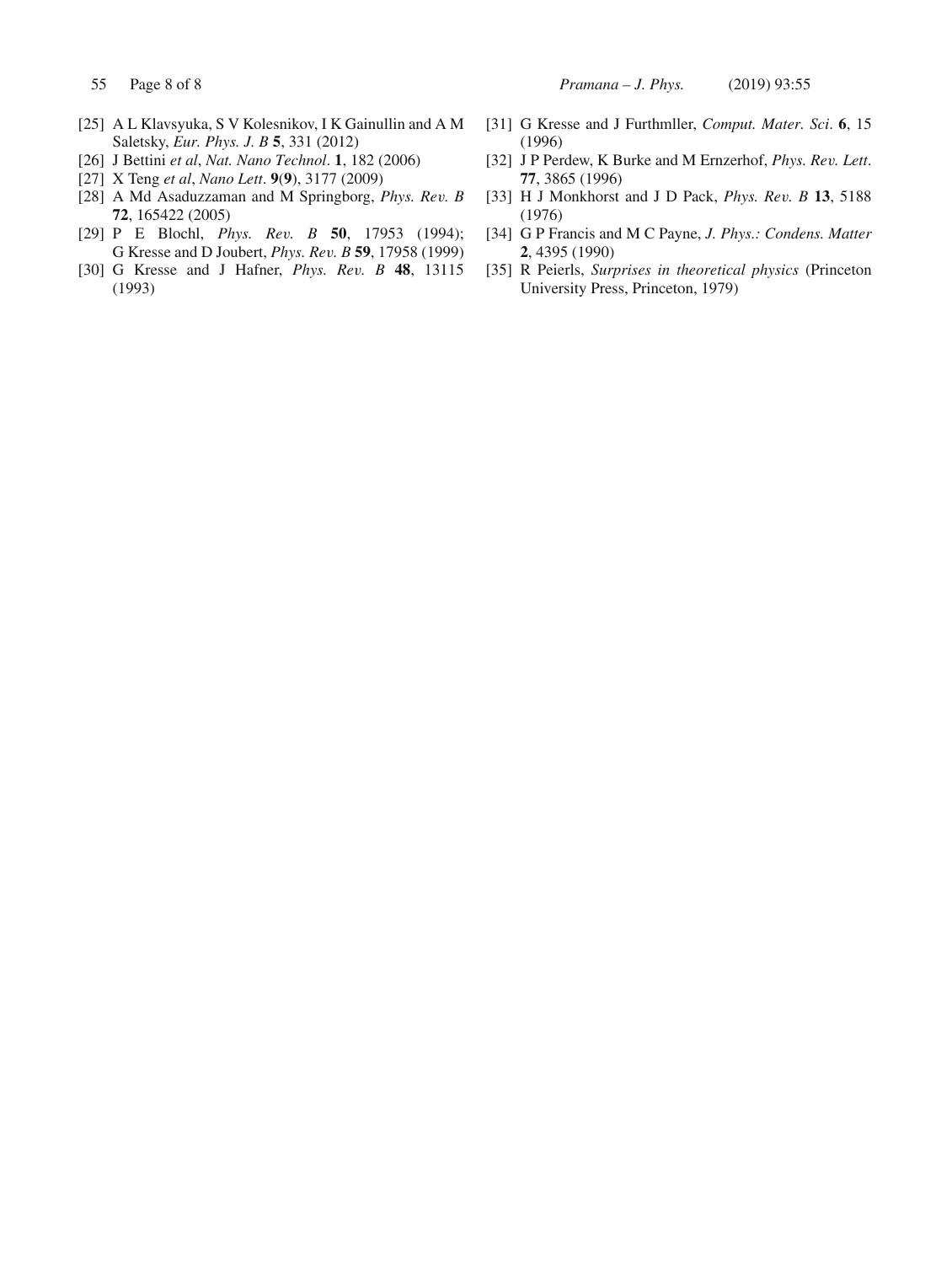[25] A L Klavsyuka, S V Kolesnikov, I K Gainullin and A M Saletsky, *Eur. Phys. J. B* **5**, 331 (2012)

[26] J Bettini *et al*, *Nat. Nano Technol*. **1**, 182 (2006)

[27] X Teng *et al*, *Nano Lett*. **9**(**9**), 3177 (2009)

[28] A Md Asaduzzaman and M Springborg, *Phys. Rev. B* **72**, 165422 (2005)

[29] P E Blochl, *Phys. Rev. B* **50**, 17953 (1994); G Kresse and D Joubert, *Phys. Rev. B* **59**, 17958 (1999)

[30] G Kresse and J Hafner, *Phys. Rev. B* **48**, 13115 (1993)

[31] G Kresse and J Furthmller, *Comput. Mater. Sci*. **6**, 15 (1996)

[32] J P Perdew, K Burke and M Ernzerhof, *Phys. Rev. Lett*. **77**, 3865 (1996)

[33] H J Monkhorst and J D Pack, *Phys. Rev. B* **13**, 5188 (1976)

[34] G P Francis and M C Payne, *J. Phys.: Condens. Matter* **2**, 4395 (1990)

[35] R Peierls, *Surprises in theoretical physics* (Princeton University Press, Princeton, 1979)